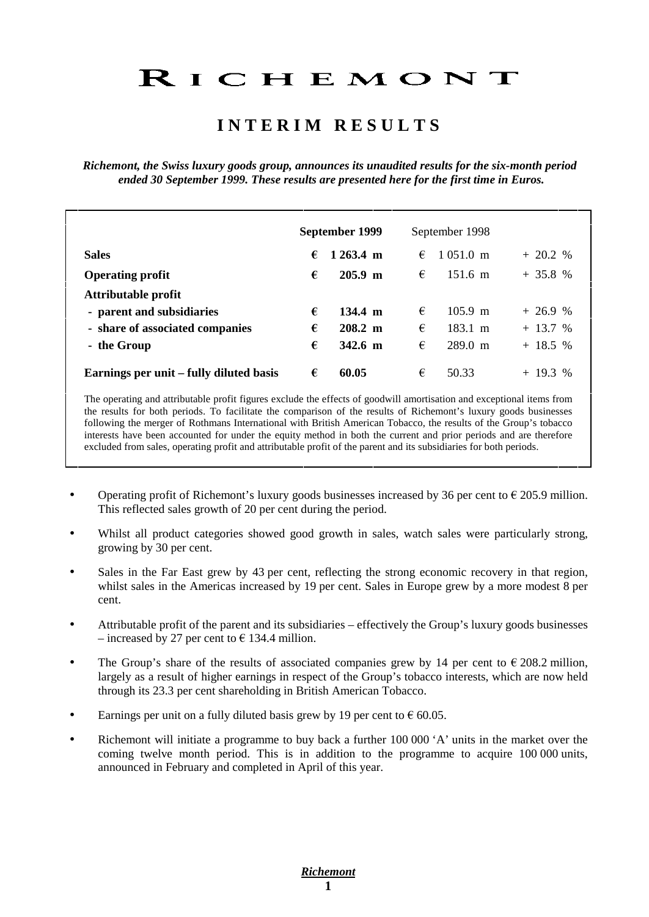# RICHEMONT

## INTERIM RESULTS

***Richemont, the Swiss luxury goods group, announces its unaudited results for the six-month period ended 30 September 1999. These results are presented here for the first time in Euros.***

| | **September 1999** | September 1998 | |
|---|---|---|---|
| **Sales** | **€ 1 263.4 m** | € 1 051.0 m | + 20.2 % |
| **Operating profit** | **€ 205.9 m** | € 151.6 m | + 35.8 % |
| **Attributable profit** | | | |
| **- parent and subsidiaries** | **€ 134.4 m** | € 105.9 m | + 26.9 % |
| **- share of associated companies** | **€ 208.2 m** | € 183.1 m | + 13.7 % |
| **- the Group** | **€ 342.6 m** | € 289.0 m | + 18.5 % |
| **Earnings per unit – fully diluted basis** | **€ 60.05** | € 50.33 | + 19.3 % |

The operating and attributable profit figures exclude the effects of goodwill amortisation and exceptional items from the results for both periods. To facilitate the comparison of the results of Richemont's luxury goods businesses following the merger of Rothmans International with British American Tobacco, the results of the Group's tobacco interests have been accounted for under the equity method in both the current and prior periods and are therefore excluded from sales, operating profit and attributable profit of the parent and its subsidiaries for both periods.

- Operating profit of Richemont's luxury goods businesses increased by 36 per cent to € 205.9 million. This reflected sales growth of 20 per cent during the period.
- Whilst all product categories showed good growth in sales, watch sales were particularly strong, growing by 30 per cent.
- Sales in the Far East grew by 43 per cent, reflecting the strong economic recovery in that region, whilst sales in the Americas increased by 19 per cent. Sales in Europe grew by a more modest 8 per cent.
- Attributable profit of the parent and its subsidiaries – effectively the Group's luxury goods businesses – increased by 27 per cent to € 134.4 million.
- The Group's share of the results of associated companies grew by 14 per cent to € 208.2 million, largely as a result of higher earnings in respect of the Group's tobacco interests, which are now held through its 23.3 per cent shareholding in British American Tobacco.
- Earnings per unit on a fully diluted basis grew by 19 per cent to € 60.05.
- Richemont will initiate a programme to buy back a further 100 000 'A' units in the market over the coming twelve month period. This is in addition to the programme to acquire 100 000 units, announced in February and completed in April of this year.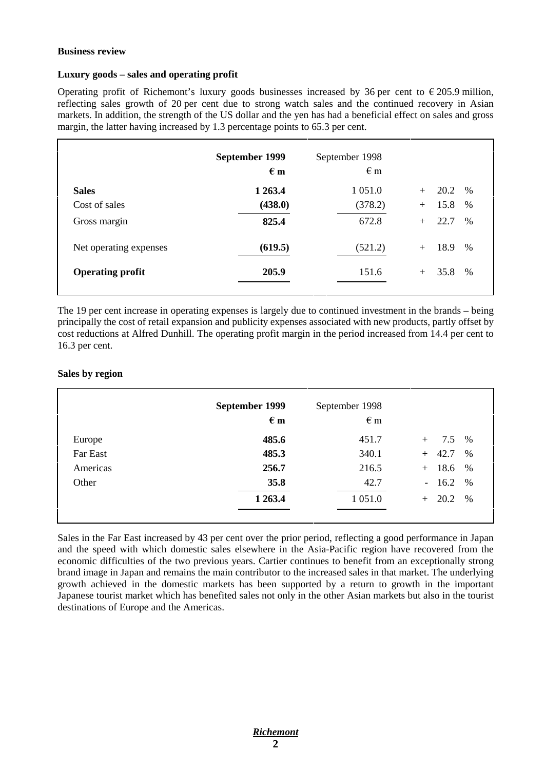**Business review**

**Luxury goods – sales and operating profit**

Operating profit of Richemont's luxury goods businesses increased by 36 per cent to € 205.9 million, reflecting sales growth of 20 per cent due to strong watch sales and the continued recovery in Asian markets. In addition, the strength of the US dollar and the yen has had a beneficial effect on sales and gross margin, the latter having increased by 1.3 percentage points to 65.3 per cent.

| | **September 1999** | September 1998 | |
|---|---|---|---|
| | **€ m** | € m | |
| **Sales** | **1 263.4** | 1 051.0 | + 20.2 % |
| Cost of sales | **(438.0)** | (378.2) | + 15.8 % |
| Gross margin | **825.4** | 672.8 | + 22.7 % |
| Net operating expenses | **(619.5)** | (521.2) | + 18.9 % |
| **Operating profit** | **205.9** | 151.6 | + 35.8 % |

The 19 per cent increase in operating expenses is largely due to continued investment in the brands – being principally the cost of retail expansion and publicity expenses associated with new products, partly offset by cost reductions at Alfred Dunhill. The operating profit margin in the period increased from 14.4 per cent to 16.3 per cent.

**Sales by region**

| | **September 1999** | September 1998 | |
|---|---|---|---|
| | **€ m** | € m | |
| Europe | **485.6** | 451.7 | + 7.5 % |
| Far East | **485.3** | 340.1 | + 42.7 % |
| Americas | **256.7** | 216.5 | + 18.6 % |
| Other | **35.8** | 42.7 | - 16.2 % |
| | **1 263.4** | 1 051.0 | + 20.2 % |

Sales in the Far East increased by 43 per cent over the prior period, reflecting a good performance in Japan and the speed with which domestic sales elsewhere in the Asia-Pacific region have recovered from the economic difficulties of the two previous years. Cartier continues to benefit from an exceptionally strong brand image in Japan and remains the main contributor to the increased sales in that market. The underlying growth achieved in the domestic markets has been supported by a return to growth in the important Japanese tourist market which has benefited sales not only in the other Asian markets but also in the tourist destinations of Europe and the Americas.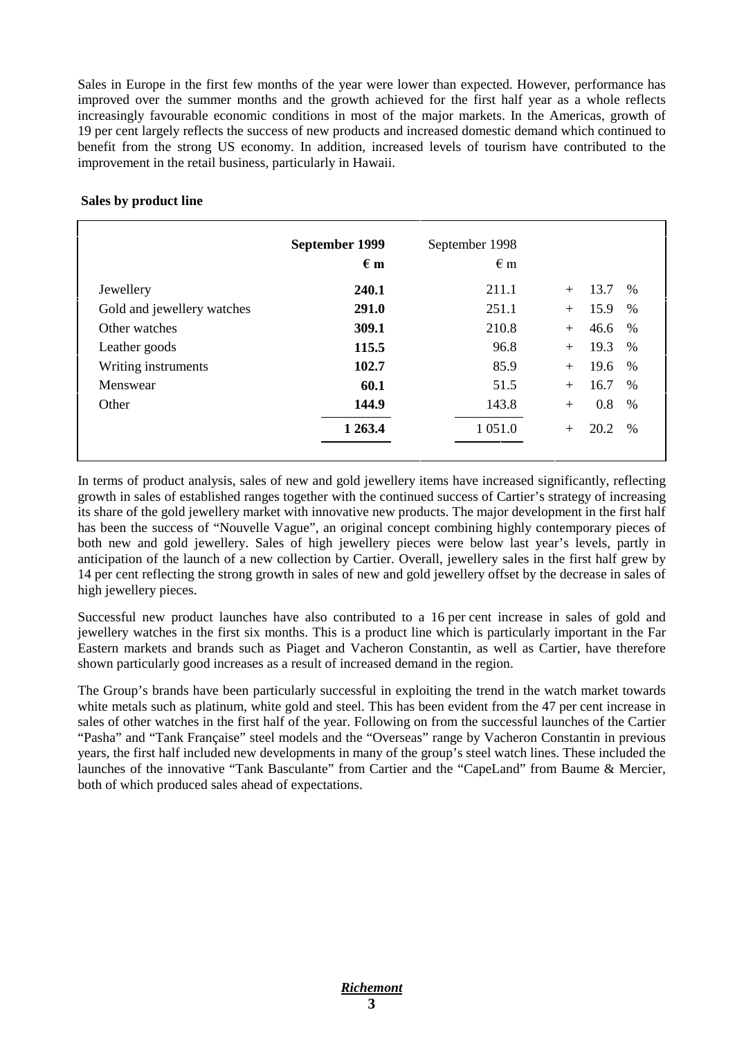Sales in Europe in the first few months of the year were lower than expected. However, performance has improved over the summer months and the growth achieved for the first half year as a whole reflects increasingly favourable economic conditions in most of the major markets. In the Americas, growth of 19 per cent largely reflects the success of new products and increased domestic demand which continued to benefit from the strong US economy. In addition, increased levels of tourism have contributed to the improvement in the retail business, particularly in Hawaii.

**Sales by product line**

| | **September 1999** | September 1998 | |
|---|---|---|---|
| | **€ m** | € m | |
| Jewellery | **240.1** | 211.1 | + 13.7 % |
| Gold and jewellery watches | **291.0** | 251.1 | + 15.9 % |
| Other watches | **309.1** | 210.8 | + 46.6 % |
| Leather goods | **115.5** | 96.8 | + 19.3 % |
| Writing instruments | **102.7** | 85.9 | + 19.6 % |
| Menswear | **60.1** | 51.5 | + 16.7 % |
| Other | **144.9** | 143.8 | + 0.8 % |
| | **1 263.4** | 1 051.0 | + 20.2 % |

In terms of product analysis, sales of new and gold jewellery items have increased significantly, reflecting growth in sales of established ranges together with the continued success of Cartier's strategy of increasing its share of the gold jewellery market with innovative new products. The major development in the first half has been the success of "Nouvelle Vague", an original concept combining highly contemporary pieces of both new and gold jewellery. Sales of high jewellery pieces were below last year's levels, partly in anticipation of the launch of a new collection by Cartier. Overall, jewellery sales in the first half grew by 14 per cent reflecting the strong growth in sales of new and gold jewellery offset by the decrease in sales of high jewellery pieces.

Successful new product launches have also contributed to a 16 per cent increase in sales of gold and jewellery watches in the first six months. This is a product line which is particularly important in the Far Eastern markets and brands such as Piaget and Vacheron Constantin, as well as Cartier, have therefore shown particularly good increases as a result of increased demand in the region.

The Group's brands have been particularly successful in exploiting the trend in the watch market towards white metals such as platinum, white gold and steel. This has been evident from the 47 per cent increase in sales of other watches in the first half of the year. Following on from the successful launches of the Cartier "Pasha" and "Tank Française" steel models and the "Overseas" range by Vacheron Constantin in previous years, the first half included new developments in many of the group's steel watch lines. These included the launches of the innovative "Tank Basculante" from Cartier and the "CapeLand" from Baume & Mercier, both of which produced sales ahead of expectations.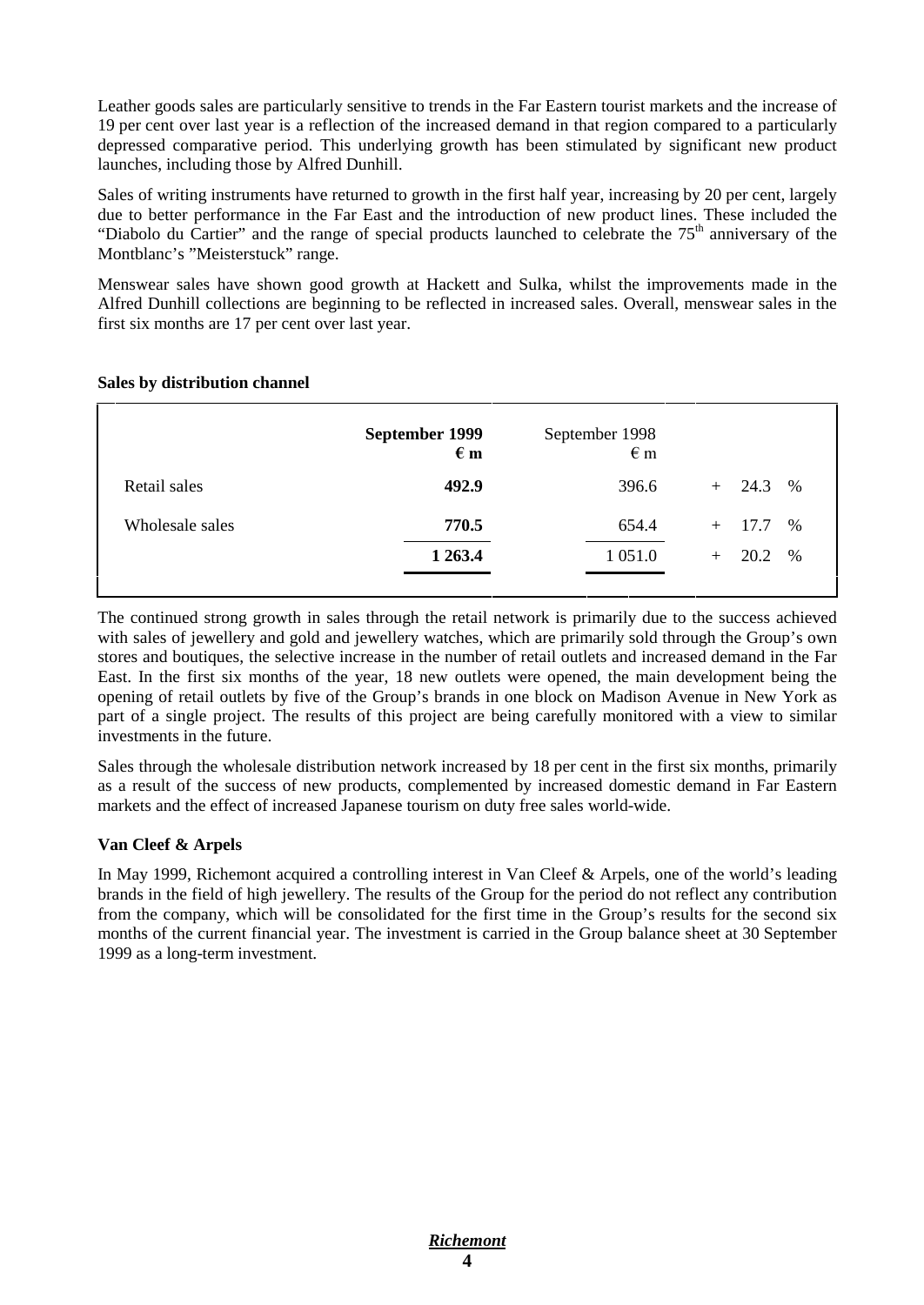Leather goods sales are particularly sensitive to trends in the Far Eastern tourist markets and the increase of 19 per cent over last year is a reflection of the increased demand in that region compared to a particularly depressed comparative period. This underlying growth has been stimulated by significant new product launches, including those by Alfred Dunhill.

Sales of writing instruments have returned to growth in the first half year, increasing by 20 per cent, largely due to better performance in the Far East and the introduction of new product lines. These included the "Diabolo du Cartier" and the range of special products launched to celebrate the 75th anniversary of the Montblanc's "Meisterstuck" range.

Menswear sales have shown good growth at Hackett and Sulka, whilst the improvements made in the Alfred Dunhill collections are beginning to be reflected in increased sales. Overall, menswear sales in the first six months are 17 per cent over last year.

**Sales by distribution channel**

| | **September 1999 € m** | September 1998 € m | |
|---|---|---|---|
| Retail sales | **492.9** | 396.6 | + 24.3 % |
| Wholesale sales | **770.5** | 654.4 | + 17.7 % |
| | **1 263.4** | 1 051.0 | + 20.2 % |

The continued strong growth in sales through the retail network is primarily due to the success achieved with sales of jewellery and gold and jewellery watches, which are primarily sold through the Group's own stores and boutiques, the selective increase in the number of retail outlets and increased demand in the Far East. In the first six months of the year, 18 new outlets were opened, the main development being the opening of retail outlets by five of the Group's brands in one block on Madison Avenue in New York as part of a single project. The results of this project are being carefully monitored with a view to similar investments in the future.

Sales through the wholesale distribution network increased by 18 per cent in the first six months, primarily as a result of the success of new products, complemented by increased domestic demand in Far Eastern markets and the effect of increased Japanese tourism on duty free sales world-wide.

**Van Cleef & Arpels**

In May 1999, Richemont acquired a controlling interest in Van Cleef & Arpels, one of the world's leading brands in the field of high jewellery. The results of the Group for the period do not reflect any contribution from the company, which will be consolidated for the first time in the Group's results for the second six months of the current financial year. The investment is carried in the Group balance sheet at 30 September 1999 as a long-term investment.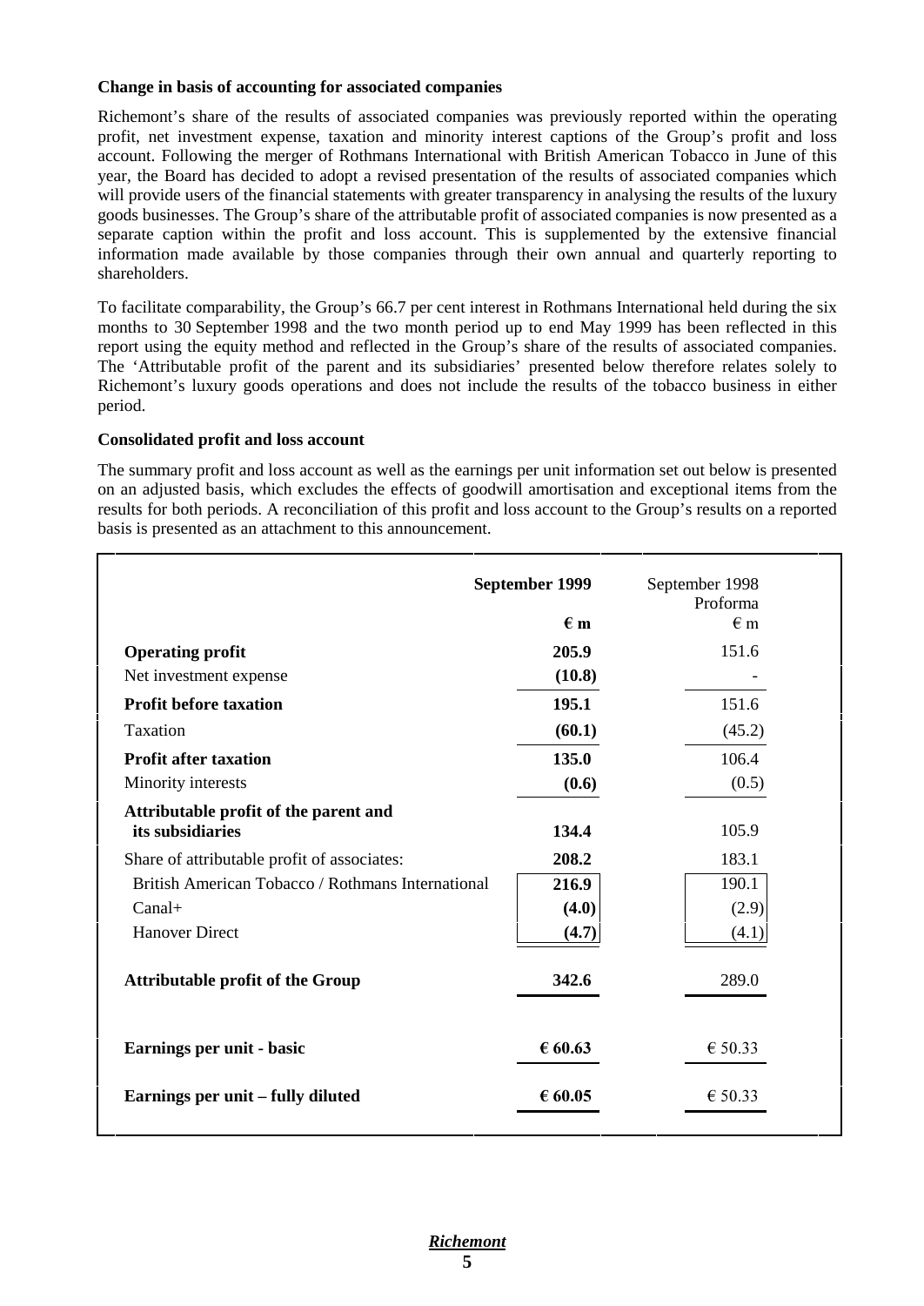**Change in basis of accounting for associated companies**

Richemont's share of the results of associated companies was previously reported within the operating profit, net investment expense, taxation and minority interest captions of the Group's profit and loss account. Following the merger of Rothmans International with British American Tobacco in June of this year, the Board has decided to adopt a revised presentation of the results of associated companies which will provide users of the financial statements with greater transparency in analysing the results of the luxury goods businesses. The Group's share of the attributable profit of associated companies is now presented as a separate caption within the profit and loss account. This is supplemented by the extensive financial information made available by those companies through their own annual and quarterly reporting to shareholders.

To facilitate comparability, the Group's 66.7 per cent interest in Rothmans International held during the six months to 30 September 1998 and the two month period up to end May 1999 has been reflected in this report using the equity method and reflected in the Group's share of the results of associated companies. The 'Attributable profit of the parent and its subsidiaries' presented below therefore relates solely to Richemont's luxury goods operations and does not include the results of the tobacco business in either period.

**Consolidated profit and loss account**

The summary profit and loss account as well as the earnings per unit information set out below is presented on an adjusted basis, which excludes the effects of goodwill amortisation and exceptional items from the results for both periods. A reconciliation of this profit and loss account to the Group's results on a reported basis is presented as an attachment to this announcement.

| | **September 1999** | September 1998 Proforma |
|---|---|---|
| | **€ m** | € m |
| **Operating profit** | **205.9** | 151.6 |
| Net investment expense | **(10.8)** | - |
| **Profit before taxation** | **195.1** | 151.6 |
| Taxation | **(60.1)** | (45.2) |
| **Profit after taxation** | **135.0** | 106.4 |
| Minority interests | **(0.6)** | (0.5) |
| **Attributable profit of the parent and its subsidiaries** | **134.4** | 105.9 |
| Share of attributable profit of associates: | **208.2** | 183.1 |
| British American Tobacco / Rothmans International | **216.9** | 190.1 |
| Canal+ | **(4.0)** | (2.9) |
| Hanover Direct | **(4.7)** | (4.1) |
| **Attributable profit of the Group** | **342.6** | 289.0 |
| **Earnings per unit - basic** | **€ 60.63** | € 50.33 |
| **Earnings per unit – fully diluted** | **€ 60.05** | € 50.33 |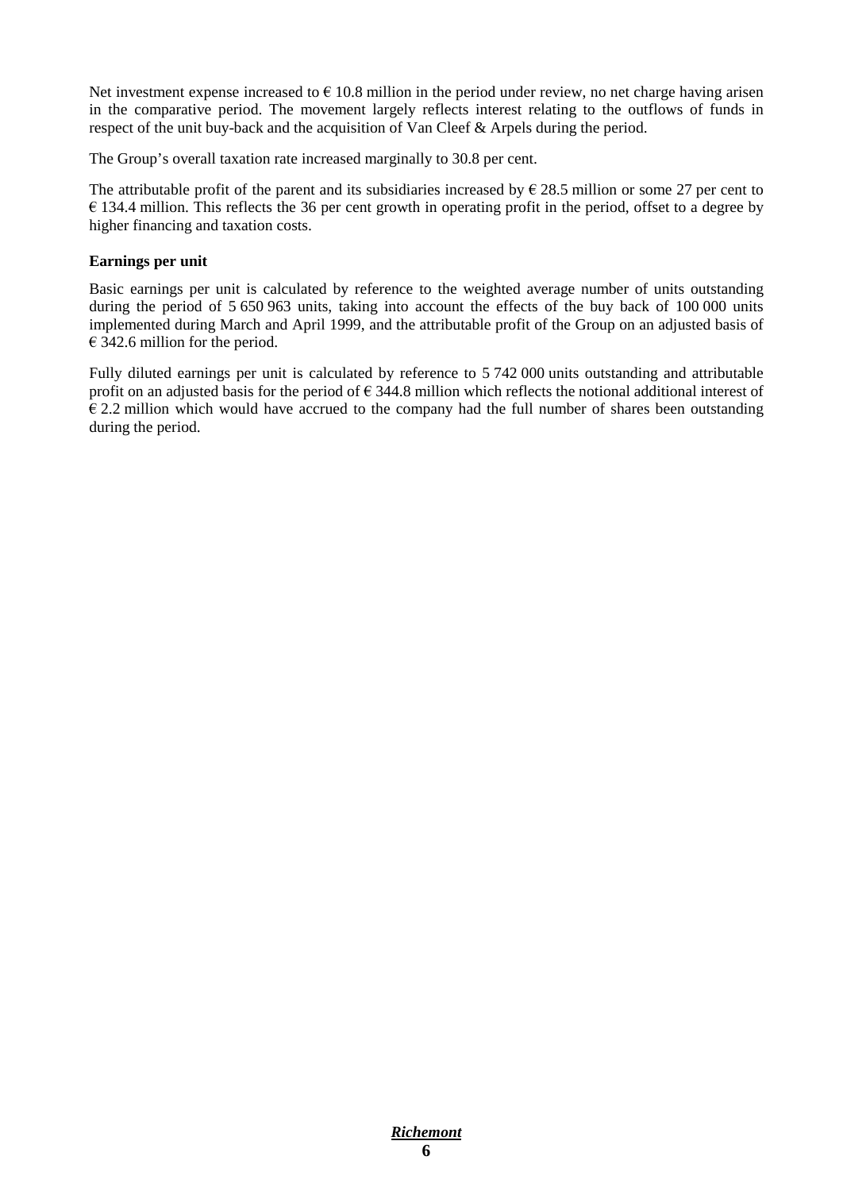Net investment expense increased to € 10.8 million in the period under review, no net charge having arisen in the comparative period. The movement largely reflects interest relating to the outflows of funds in respect of the unit buy-back and the acquisition of Van Cleef & Arpels during the period.

The Group's overall taxation rate increased marginally to 30.8 per cent.

The attributable profit of the parent and its subsidiaries increased by € 28.5 million or some 27 per cent to € 134.4 million. This reflects the 36 per cent growth in operating profit in the period, offset to a degree by higher financing and taxation costs.

**Earnings per unit**

Basic earnings per unit is calculated by reference to the weighted average number of units outstanding during the period of 5 650 963 units, taking into account the effects of the buy back of 100 000 units implemented during March and April 1999, and the attributable profit of the Group on an adjusted basis of € 342.6 million for the period.

Fully diluted earnings per unit is calculated by reference to 5 742 000 units outstanding and attributable profit on an adjusted basis for the period of € 344.8 million which reflects the notional additional interest of € 2.2 million which would have accrued to the company had the full number of shares been outstanding during the period.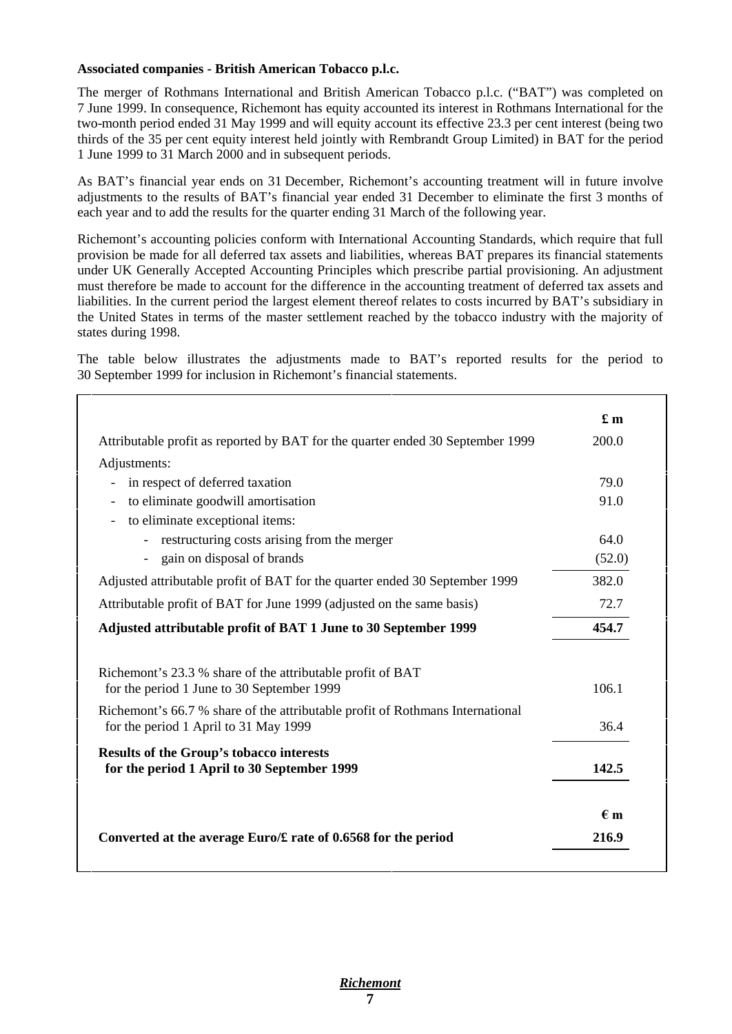**Associated companies - British American Tobacco p.l.c.**

The merger of Rothmans International and British American Tobacco p.l.c. ("BAT") was completed on 7 June 1999. In consequence, Richemont has equity accounted its interest in Rothmans International for the two-month period ended 31 May 1999 and will equity account its effective 23.3 per cent interest (being two thirds of the 35 per cent equity interest held jointly with Rembrandt Group Limited) in BAT for the period 1 June 1999 to 31 March 2000 and in subsequent periods.

As BAT's financial year ends on 31 December, Richemont's accounting treatment will in future involve adjustments to the results of BAT's financial year ended 31 December to eliminate the first 3 months of each year and to add the results for the quarter ending 31 March of the following year.

Richemont's accounting policies conform with International Accounting Standards, which require that full provision be made for all deferred tax assets and liabilities, whereas BAT prepares its financial statements under UK Generally Accepted Accounting Principles which prescribe partial provisioning. An adjustment must therefore be made to account for the difference in the accounting treatment of deferred tax assets and liabilities. In the current period the largest element thereof relates to costs incurred by BAT's subsidiary in the United States in terms of the master settlement reached by the tobacco industry with the majority of states during 1998.

The table below illustrates the adjustments made to BAT's reported results for the period to 30 September 1999 for inclusion in Richemont's financial statements.

| | **£ m** |
|---|---|
| Attributable profit as reported by BAT for the quarter ended 30 September 1999 | 200.0 |
| Adjustments: | |
| - in respect of deferred taxation | 79.0 |
| - to eliminate goodwill amortisation | 91.0 |
| - to eliminate exceptional items: | |
| &nbsp;&nbsp;&nbsp;&nbsp;- restructuring costs arising from the merger | 64.0 |
| &nbsp;&nbsp;&nbsp;&nbsp;- gain on disposal of brands | (52.0) |
| Adjusted attributable profit of BAT for the quarter ended 30 September 1999 | 382.0 |
| Attributable profit of BAT for June 1999 (adjusted on the same basis) | 72.7 |
| **Adjusted attributable profit of BAT 1 June to 30 September 1999** | **454.7** |
| Richemont's 23.3 % share of the attributable profit of BAT for the period 1 June to 30 September 1999 | 106.1 |
| Richemont's 66.7 % share of the attributable profit of Rothmans International for the period 1 April to 31 May 1999 | 36.4 |
| **Results of the Group's tobacco interests for the period 1 April to 30 September 1999** | **142.5** |
| | **€ m** |
| **Converted at the average Euro/£ rate of 0.6568 for the period** | **216.9** |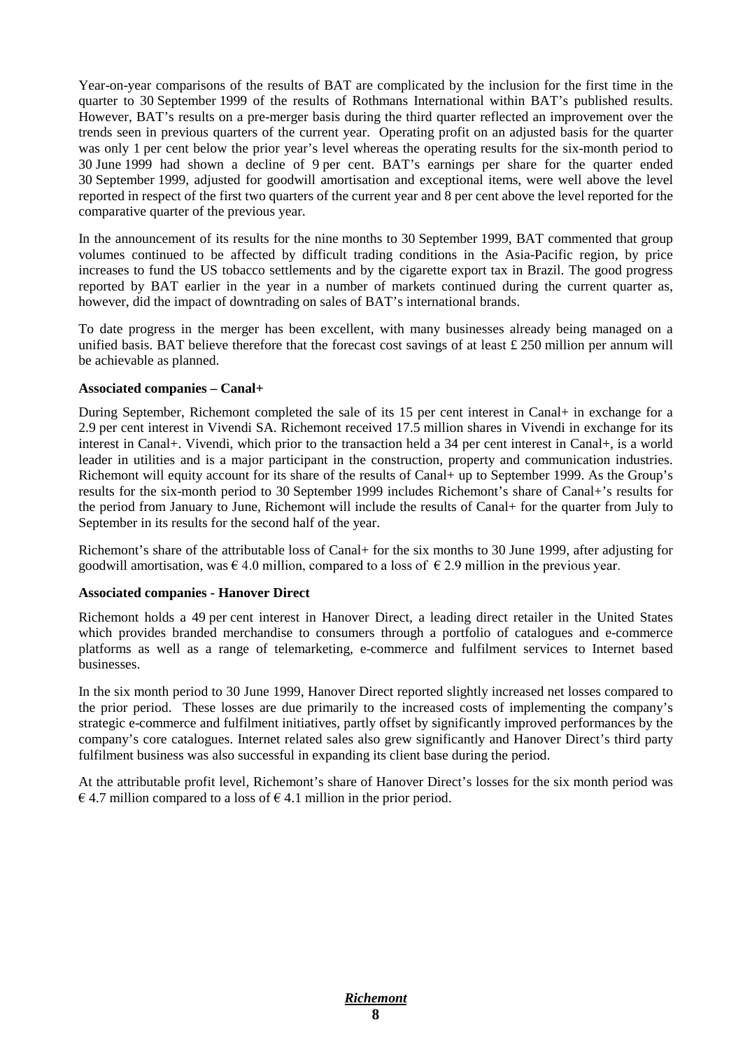Year-on-year comparisons of the results of BAT are complicated by the inclusion for the first time in the quarter to 30 September 1999 of the results of Rothmans International within BAT's published results. However, BAT's results on a pre-merger basis during the third quarter reflected an improvement over the trends seen in previous quarters of the current year. Operating profit on an adjusted basis for the quarter was only 1 per cent below the prior year's level whereas the operating results for the six-month period to 30 June 1999 had shown a decline of 9 per cent. BAT's earnings per share for the quarter ended 30 September 1999, adjusted for goodwill amortisation and exceptional items, were well above the level reported in respect of the first two quarters of the current year and 8 per cent above the level reported for the comparative quarter of the previous year.

In the announcement of its results for the nine months to 30 September 1999, BAT commented that group volumes continued to be affected by difficult trading conditions in the Asia-Pacific region, by price increases to fund the US tobacco settlements and by the cigarette export tax in Brazil. The good progress reported by BAT earlier in the year in a number of markets continued during the current quarter as, however, did the impact of downtrading on sales of BAT's international brands.

To date progress in the merger has been excellent, with many businesses already being managed on a unified basis. BAT believe therefore that the forecast cost savings of at least £ 250 million per annum will be achievable as planned.

**Associated companies – Canal+**

During September, Richemont completed the sale of its 15 per cent interest in Canal+ in exchange for a 2.9 per cent interest in Vivendi SA. Richemont received 17.5 million shares in Vivendi in exchange for its interest in Canal+. Vivendi, which prior to the transaction held a 34 per cent interest in Canal+, is a world leader in utilities and is a major participant in the construction, property and communication industries. Richemont will equity account for its share of the results of Canal+ up to September 1999. As the Group's results for the six-month period to 30 September 1999 includes Richemont's share of Canal+'s results for the period from January to June, Richemont will include the results of Canal+ for the quarter from July to September in its results for the second half of the year.

Richemont's share of the attributable loss of Canal+ for the six months to 30 June 1999, after adjusting for goodwill amortisation, was € 4.0 million, compared to a loss of € 2.9 million in the previous year.

**Associated companies - Hanover Direct**

Richemont holds a 49 per cent interest in Hanover Direct, a leading direct retailer in the United States which provides branded merchandise to consumers through a portfolio of catalogues and e-commerce platforms as well as a range of telemarketing, e-commerce and fulfilment services to Internet based businesses.

In the six month period to 30 June 1999, Hanover Direct reported slightly increased net losses compared to the prior period. These losses are due primarily to the increased costs of implementing the company's strategic e-commerce and fulfilment initiatives, partly offset by significantly improved performances by the company's core catalogues. Internet related sales also grew significantly and Hanover Direct's third party fulfilment business was also successful in expanding its client base during the period.

At the attributable profit level, Richemont's share of Hanover Direct's losses for the six month period was € 4.7 million compared to a loss of € 4.1 million in the prior period.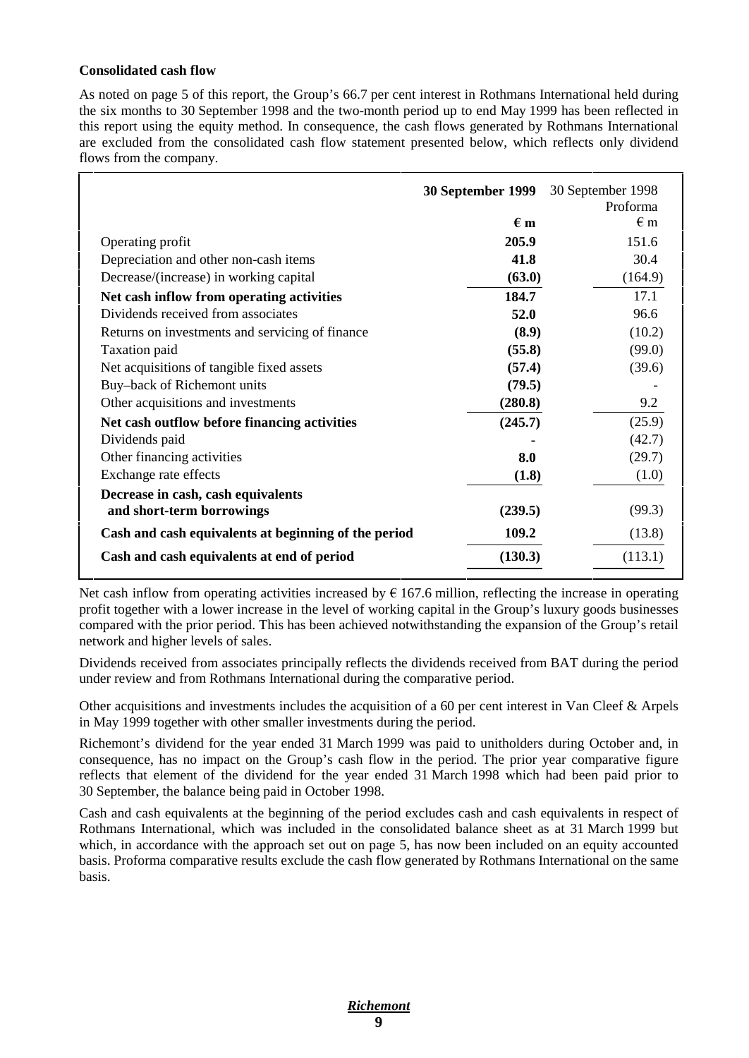**Consolidated cash flow**

As noted on page 5 of this report, the Group's 66.7 per cent interest in Rothmans International held during the six months to 30 September 1998 and the two-month period up to end May 1999 has been reflected in this report using the equity method. In consequence, the cash flows generated by Rothmans International are excluded from the consolidated cash flow statement presented below, which reflects only dividend flows from the company.

| | **30 September 1999** | 30 September 1998 Proforma |
|---|---|---|
| | **€ m** | € m |
| Operating profit | **205.9** | 151.6 |
| Depreciation and other non-cash items | **41.8** | 30.4 |
| Decrease/(increase) in working capital | **(63.0)** | (164.9) |
| **Net cash inflow from operating activities** | **184.7** | 17.1 |
| Dividends received from associates | **52.0** | 96.6 |
| Returns on investments and servicing of finance | **(8.9)** | (10.2) |
| Taxation paid | **(55.8)** | (99.0) |
| Net acquisitions of tangible fixed assets | **(57.4)** | (39.6) |
| Buy–back of Richemont units | **(79.5)** | - |
| Other acquisitions and investments | **(280.8)** | 9.2 |
| **Net cash outflow before financing activities** | **(245.7)** | (25.9) |
| Dividends paid | **-** | (42.7) |
| Other financing activities | **8.0** | (29.7) |
| Exchange rate effects | **(1.8)** | (1.0) |
| **Decrease in cash, cash equivalents and short-term borrowings** | **(239.5)** | (99.3) |
| **Cash and cash equivalents at beginning of the period** | **109.2** | (13.8) |
| **Cash and cash equivalents at end of period** | **(130.3)** | (113.1) |

Net cash inflow from operating activities increased by € 167.6 million, reflecting the increase in operating profit together with a lower increase in the level of working capital in the Group's luxury goods businesses compared with the prior period. This has been achieved notwithstanding the expansion of the Group's retail network and higher levels of sales.

Dividends received from associates principally reflects the dividends received from BAT during the period under review and from Rothmans International during the comparative period.

Other acquisitions and investments includes the acquisition of a 60 per cent interest in Van Cleef & Arpels in May 1999 together with other smaller investments during the period.

Richemont's dividend for the year ended 31 March 1999 was paid to unitholders during October and, in consequence, has no impact on the Group's cash flow in the period. The prior year comparative figure reflects that element of the dividend for the year ended 31 March 1998 which had been paid prior to 30 September, the balance being paid in October 1998.

Cash and cash equivalents at the beginning of the period excludes cash and cash equivalents in respect of Rothmans International, which was included in the consolidated balance sheet as at 31 March 1999 but which, in accordance with the approach set out on page 5, has now been included on an equity accounted basis. Proforma comparative results exclude the cash flow generated by Rothmans International on the same basis.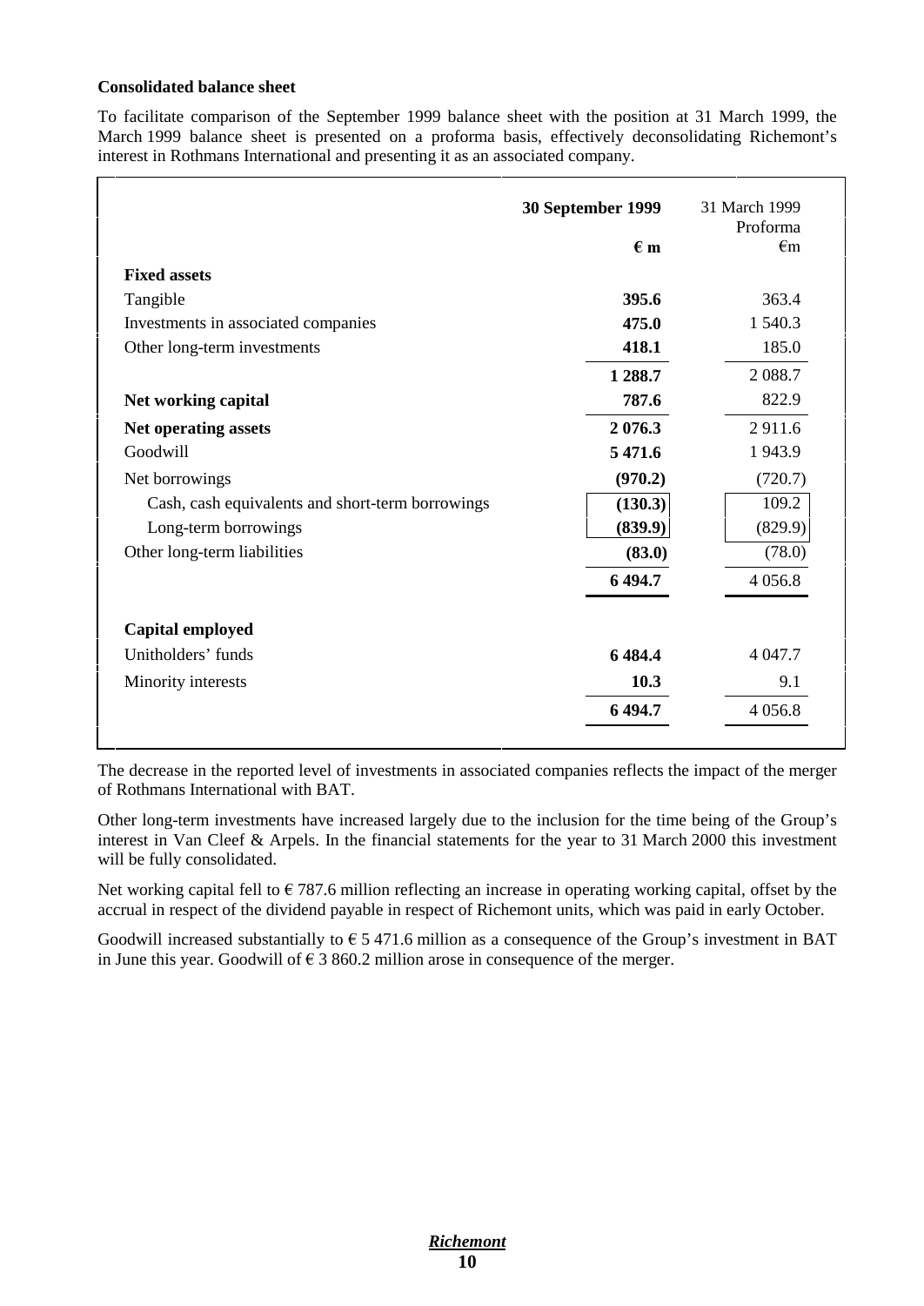**Consolidated balance sheet**

To facilitate comparison of the September 1999 balance sheet with the position at 31 March 1999, the March 1999 balance sheet is presented on a proforma basis, effectively deconsolidating Richemont's interest in Rothmans International and presenting it as an associated company.

| | **30 September 1999** | 31 March 1999 Proforma |
|---|---|---|
| | **€ m** | €m |
| **Fixed assets** | | |
| Tangible | **395.6** | 363.4 |
| Investments in associated companies | **475.0** | 1 540.3 |
| Other long-term investments | **418.1** | 185.0 |
| | **1 288.7** | 2 088.7 |
| **Net working capital** | **787.6** | 822.9 |
| **Net operating assets** | **2 076.3** | 2 911.6 |
| Goodwill | **5 471.6** | 1 943.9 |
| Net borrowings | **(970.2)** | (720.7) |
| Cash, cash equivalents and short-term borrowings | **(130.3)** | 109.2 |
| Long-term borrowings | **(839.9)** | (829.9) |
| Other long-term liabilities | **(83.0)** | (78.0) |
| | **6 494.7** | 4 056.8 |
| **Capital employed** | | |
| Unitholders' funds | **6 484.4** | 4 047.7 |
| Minority interests | **10.3** | 9.1 |
| | **6 494.7** | 4 056.8 |

The decrease in the reported level of investments in associated companies reflects the impact of the merger of Rothmans International with BAT.

Other long-term investments have increased largely due to the inclusion for the time being of the Group's interest in Van Cleef & Arpels. In the financial statements for the year to 31 March 2000 this investment will be fully consolidated.

Net working capital fell to € 787.6 million reflecting an increase in operating working capital, offset by the accrual in respect of the dividend payable in respect of Richemont units, which was paid in early October.

Goodwill increased substantially to € 5 471.6 million as a consequence of the Group's investment in BAT in June this year. Goodwill of € 3 860.2 million arose in consequence of the merger.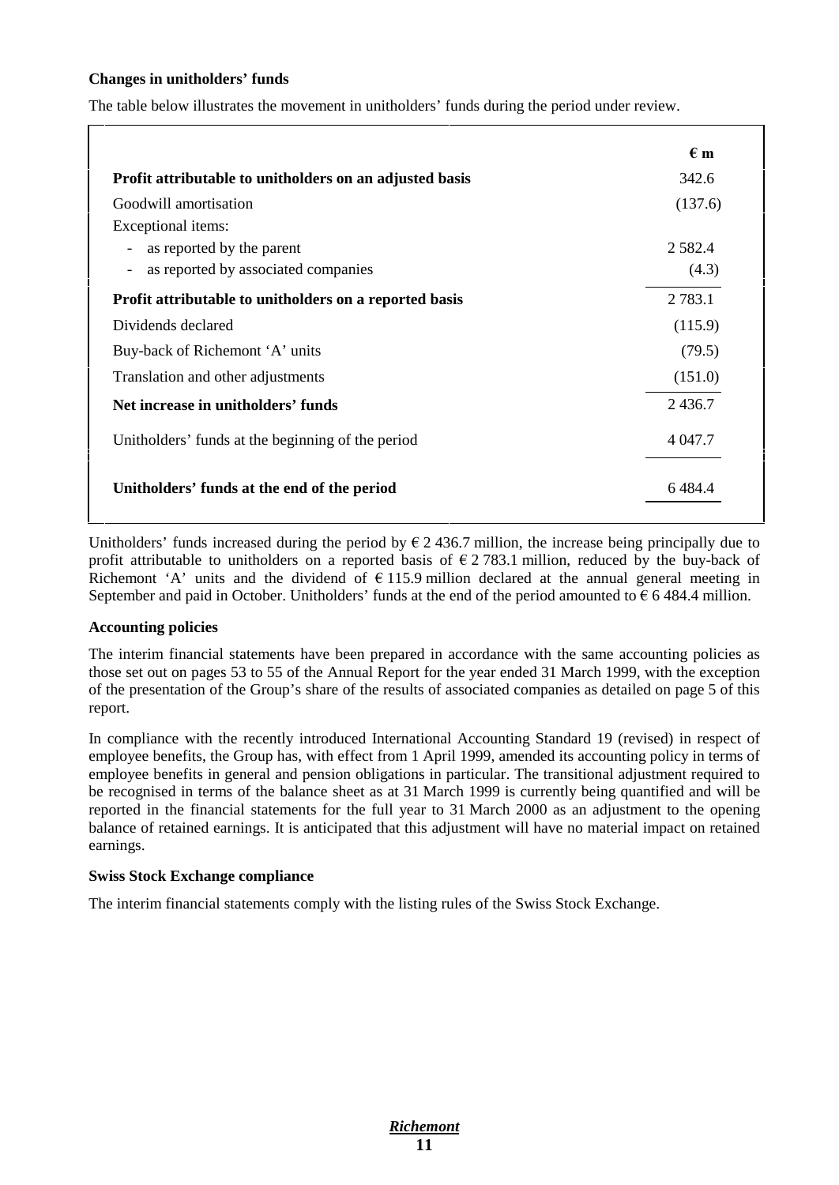**Changes in unitholders' funds**

The table below illustrates the movement in unitholders' funds during the period under review.

| | € m |
|---|---|
| **Profit attributable to unitholders on an adjusted basis** | 342.6 |
| Goodwill amortisation | (137.6) |
| Exceptional items: | |
| - as reported by the parent | 2 582.4 |
| - as reported by associated companies | (4.3) |
| **Profit attributable to unitholders on a reported basis** | 2 783.1 |
| Dividends declared | (115.9) |
| Buy-back of Richemont 'A' units | (79.5) |
| Translation and other adjustments | (151.0) |
| **Net increase in unitholders' funds** | 2 436.7 |
| Unitholders' funds at the beginning of the period | 4 047.7 |
| **Unitholders' funds at the end of the period** | 6 484.4 |

Unitholders' funds increased during the period by € 2 436.7 million, the increase being principally due to profit attributable to unitholders on a reported basis of € 2 783.1 million, reduced by the buy-back of Richemont 'A' units and the dividend of € 115.9 million declared at the annual general meeting in September and paid in October. Unitholders' funds at the end of the period amounted to € 6 484.4 million.

**Accounting policies**

The interim financial statements have been prepared in accordance with the same accounting policies as those set out on pages 53 to 55 of the Annual Report for the year ended 31 March 1999, with the exception of the presentation of the Group's share of the results of associated companies as detailed on page 5 of this report.

In compliance with the recently introduced International Accounting Standard 19 (revised) in respect of employee benefits, the Group has, with effect from 1 April 1999, amended its accounting policy in terms of employee benefits in general and pension obligations in particular. The transitional adjustment required to be recognised in terms of the balance sheet as at 31 March 1999 is currently being quantified and will be reported in the financial statements for the full year to 31 March 2000 as an adjustment to the opening balance of retained earnings. It is anticipated that this adjustment will have no material impact on retained earnings.

**Swiss Stock Exchange compliance**

The interim financial statements comply with the listing rules of the Swiss Stock Exchange.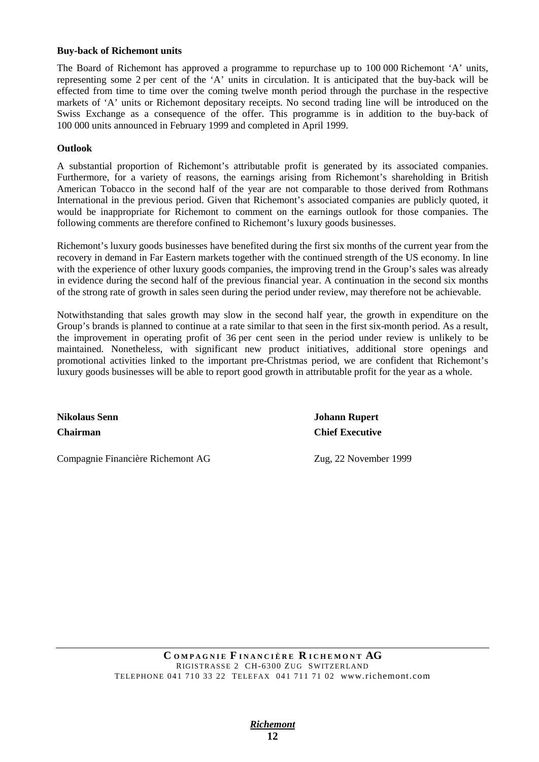**Buy-back of Richemont units**

The Board of Richemont has approved a programme to repurchase up to 100 000 Richemont 'A' units, representing some 2 per cent of the 'A' units in circulation. It is anticipated that the buy-back will be effected from time to time over the coming twelve month period through the purchase in the respective markets of 'A' units or Richemont depositary receipts. No second trading line will be introduced on the Swiss Exchange as a consequence of the offer. This programme is in addition to the buy-back of 100 000 units announced in February 1999 and completed in April 1999.

**Outlook**

A substantial proportion of Richemont's attributable profit is generated by its associated companies. Furthermore, for a variety of reasons, the earnings arising from Richemont's shareholding in British American Tobacco in the second half of the year are not comparable to those derived from Rothmans International in the previous period. Given that Richemont's associated companies are publicly quoted, it would be inappropriate for Richemont to comment on the earnings outlook for those companies. The following comments are therefore confined to Richemont's luxury goods businesses.

Richemont's luxury goods businesses have benefited during the first six months of the current year from the recovery in demand in Far Eastern markets together with the continued strength of the US economy. In line with the experience of other luxury goods companies, the improving trend in the Group's sales was already in evidence during the second half of the previous financial year. A continuation in the second six months of the strong rate of growth in sales seen during the period under review, may therefore not be achievable.

Notwithstanding that sales growth may slow in the second half year, the growth in expenditure on the Group's brands is planned to continue at a rate similar to that seen in the first six-month period. As a result, the improvement in operating profit of 36 per cent seen in the period under review is unlikely to be maintained. Nonetheless, with significant new product initiatives, additional store openings and promotional activities linked to the important pre-Christmas period, we are confident that Richemont's luxury goods businesses will be able to report good growth in attributable profit for the year as a whole.

**Nikolaus Senn**
**Chairman**

**Johann Rupert**
**Chief Executive**

Compagnie Financière Richemont AG

Zug, 22 November 1999

**COMPAGNIE FINANCIÈRE RICHEMONT AG**
RIGISTRASSE 2 CH-6300 ZUG SWITZERLAND
TELEPHONE 041 710 33 22 TELEFAX 041 711 71 02 www.richemont.com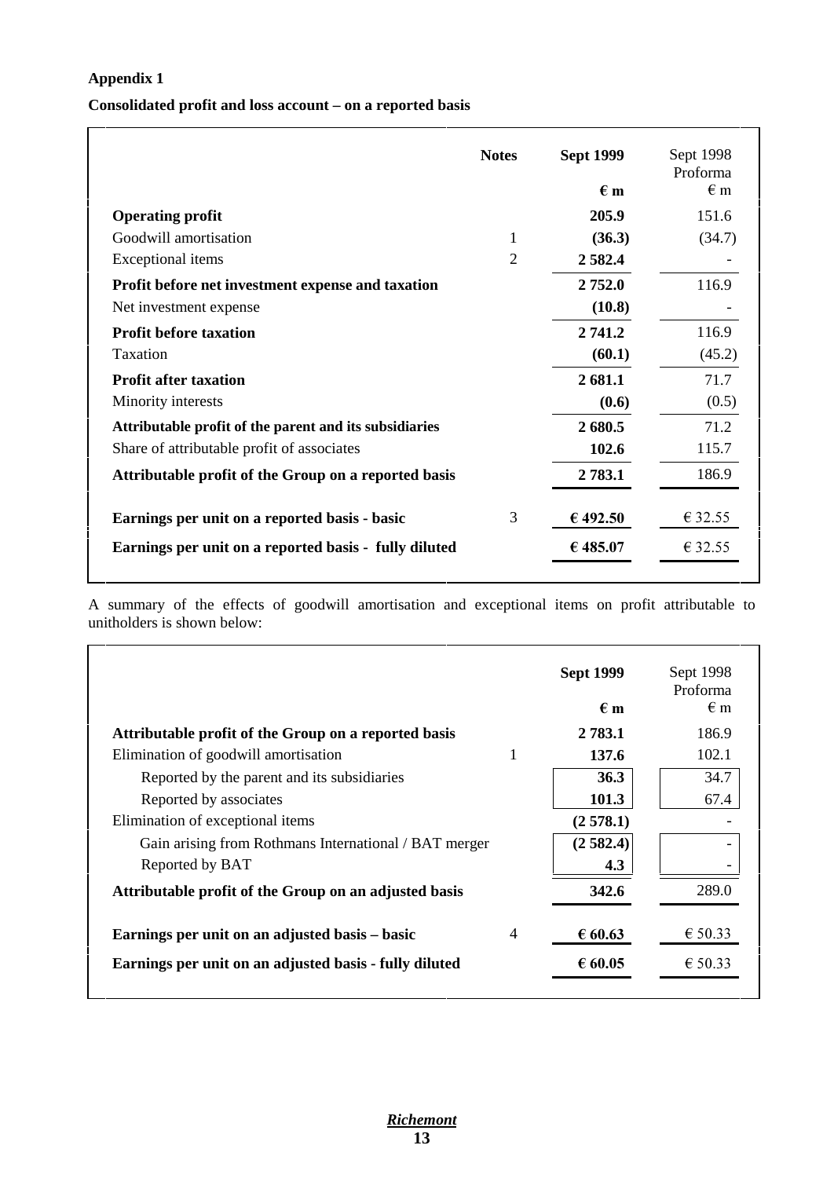**Appendix 1**

**Consolidated profit and loss account – on a reported basis**

| | Notes | Sept 1999 | Sept 1998 Proforma |
|---|---|---|---|
| | | **€ m** | € m |
| **Operating profit** | | **205.9** | 151.6 |
| Goodwill amortisation | 1 | **(36.3)** | (34.7) |
| Exceptional items | 2 | **2 582.4** | - |
| **Profit before net investment expense and taxation** | | **2 752.0** | 116.9 |
| Net investment expense | | **(10.8)** | - |
| **Profit before taxation** | | **2 741.2** | 116.9 |
| Taxation | | **(60.1)** | (45.2) |
| **Profit after taxation** | | **2 681.1** | 71.7 |
| Minority interests | | **(0.6)** | (0.5) |
| **Attributable profit of the parent and its subsidiaries** | | **2 680.5** | 71.2 |
| Share of attributable profit of associates | | **102.6** | 115.7 |
| **Attributable profit of the Group on a reported basis** | | **2 783.1** | 186.9 |
| **Earnings per unit on a reported basis - basic** | 3 | **€ 492.50** | € 32.55 |
| **Earnings per unit on a reported basis - fully diluted** | | **€ 485.07** | € 32.55 |

A summary of the effects of goodwill amortisation and exceptional items on profit attributable to unitholders is shown below:

| | | Sept 1999 | Sept 1998 Proforma |
|---|---|---|---|
| | | **€ m** | € m |
| **Attributable profit of the Group on a reported basis** | | **2 783.1** | 186.9 |
| Elimination of goodwill amortisation | 1 | **137.6** | 102.1 |
| Reported by the parent and its subsidiaries | | **36.3** | 34.7 |
| Reported by associates | | **101.3** | 67.4 |
| Elimination of exceptional items | | **(2 578.1)** | - |
| Gain arising from Rothmans International / BAT merger | | **(2 582.4)** | - |
| Reported by BAT | | **4.3** | - |
| **Attributable profit of the Group on an adjusted basis** | | **342.6** | 289.0 |
| **Earnings per unit on an adjusted basis – basic** | 4 | **€ 60.63** | € 50.33 |
| **Earnings per unit on an adjusted basis - fully diluted** | | **€ 60.05** | € 50.33 |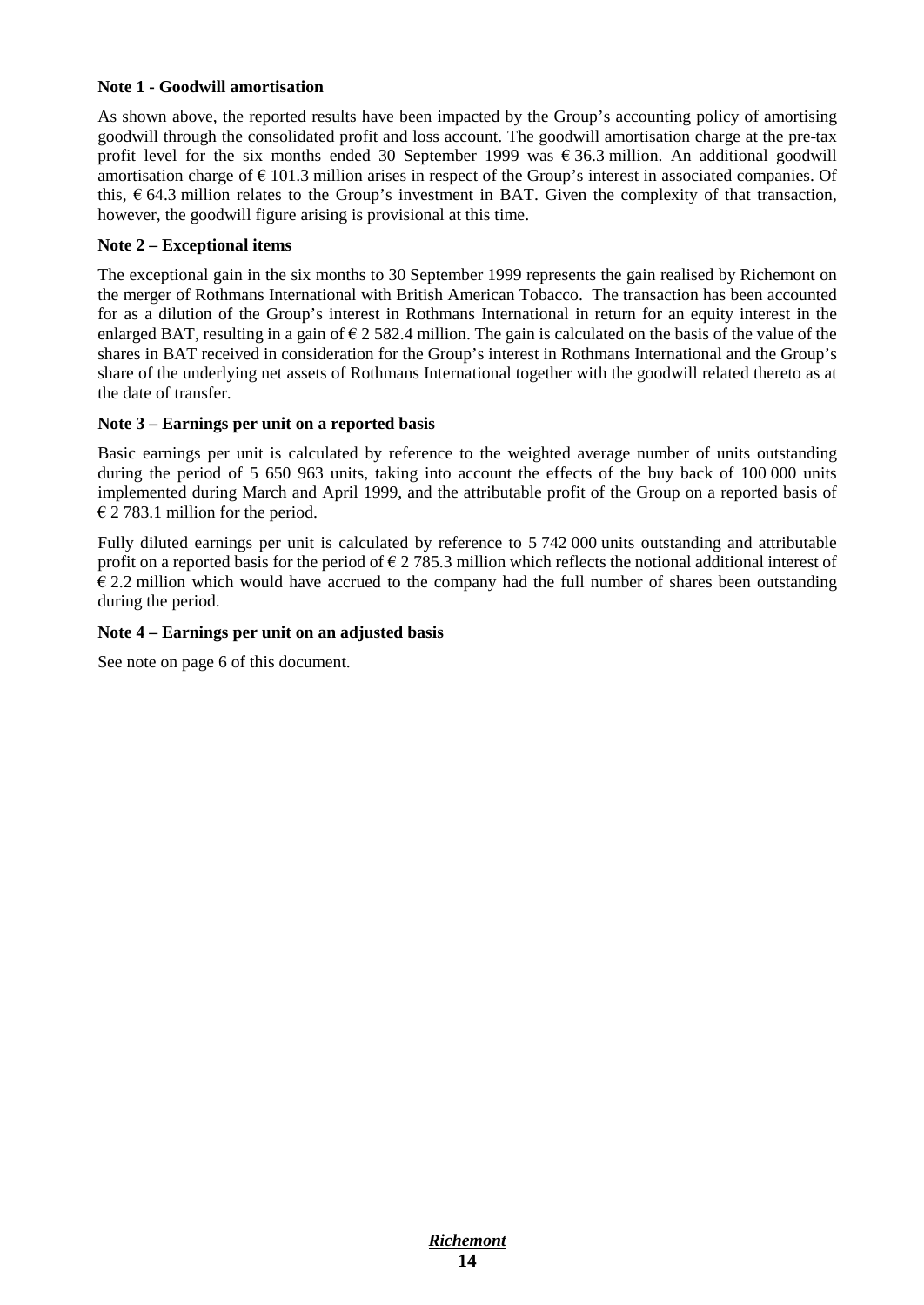**Note 1 - Goodwill amortisation**

As shown above, the reported results have been impacted by the Group's accounting policy of amortising goodwill through the consolidated profit and loss account. The goodwill amortisation charge at the pre-tax profit level for the six months ended 30 September 1999 was € 36.3 million. An additional goodwill amortisation charge of € 101.3 million arises in respect of the Group's interest in associated companies. Of this, € 64.3 million relates to the Group's investment in BAT. Given the complexity of that transaction, however, the goodwill figure arising is provisional at this time.

**Note 2 – Exceptional items**

The exceptional gain in the six months to 30 September 1999 represents the gain realised by Richemont on the merger of Rothmans International with British American Tobacco. The transaction has been accounted for as a dilution of the Group's interest in Rothmans International in return for an equity interest in the enlarged BAT, resulting in a gain of € 2 582.4 million. The gain is calculated on the basis of the value of the shares in BAT received in consideration for the Group's interest in Rothmans International and the Group's share of the underlying net assets of Rothmans International together with the goodwill related thereto as at the date of transfer.

**Note 3 – Earnings per unit on a reported basis**

Basic earnings per unit is calculated by reference to the weighted average number of units outstanding during the period of 5 650 963 units, taking into account the effects of the buy back of 100 000 units implemented during March and April 1999, and the attributable profit of the Group on a reported basis of € 2 783.1 million for the period.

Fully diluted earnings per unit is calculated by reference to 5 742 000 units outstanding and attributable profit on a reported basis for the period of € 2 785.3 million which reflects the notional additional interest of € 2.2 million which would have accrued to the company had the full number of shares been outstanding during the period.

**Note 4 – Earnings per unit on an adjusted basis**

See note on page 6 of this document.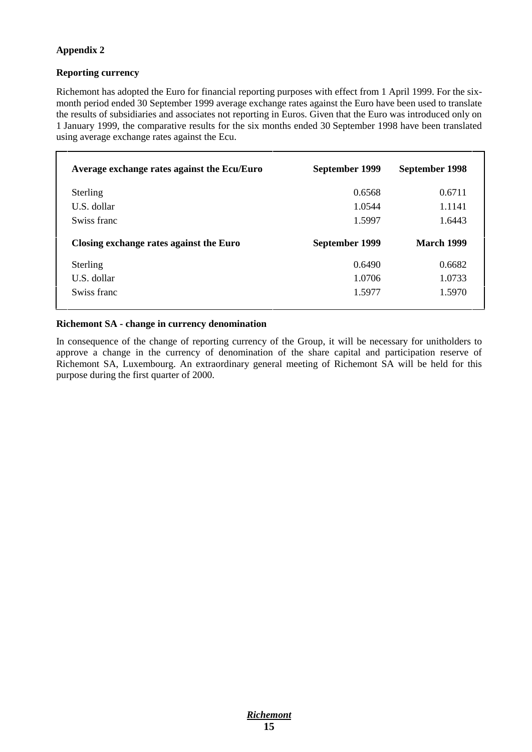## Appendix 2

### Reporting currency

Richemont has adopted the Euro for financial reporting purposes with effect from 1 April 1999. For the six-month period ended 30 September 1999 average exchange rates against the Euro have been used to translate the results of subsidiaries and associates not reporting in Euros. Given that the Euro was introduced only on 1 January 1999, the comparative results for the six months ended 30 September 1998 have been translated using average exchange rates against the Ecu.

| **Average exchange rates against the Ecu/Euro** | **September 1999** | **September 1998** |
|---|---|---|
| Sterling | 0.6568 | 0.6711 |
| U.S. dollar | 1.0544 | 1.1141 |
| Swiss franc | 1.5997 | 1.6443 |
| **Closing exchange rates against the Euro** | **September 1999** | **March 1999** |
| Sterling | 0.6490 | 0.6682 |
| U.S. dollar | 1.0706 | 1.0733 |
| Swiss franc | 1.5977 | 1.5970 |

### Richemont SA - change in currency denomination

In consequence of the change of reporting currency of the Group, it will be necessary for unitholders to approve a change in the currency of denomination of the share capital and participation reserve of Richemont SA, Luxembourg. An extraordinary general meeting of Richemont SA will be held for this purpose during the first quarter of 2000.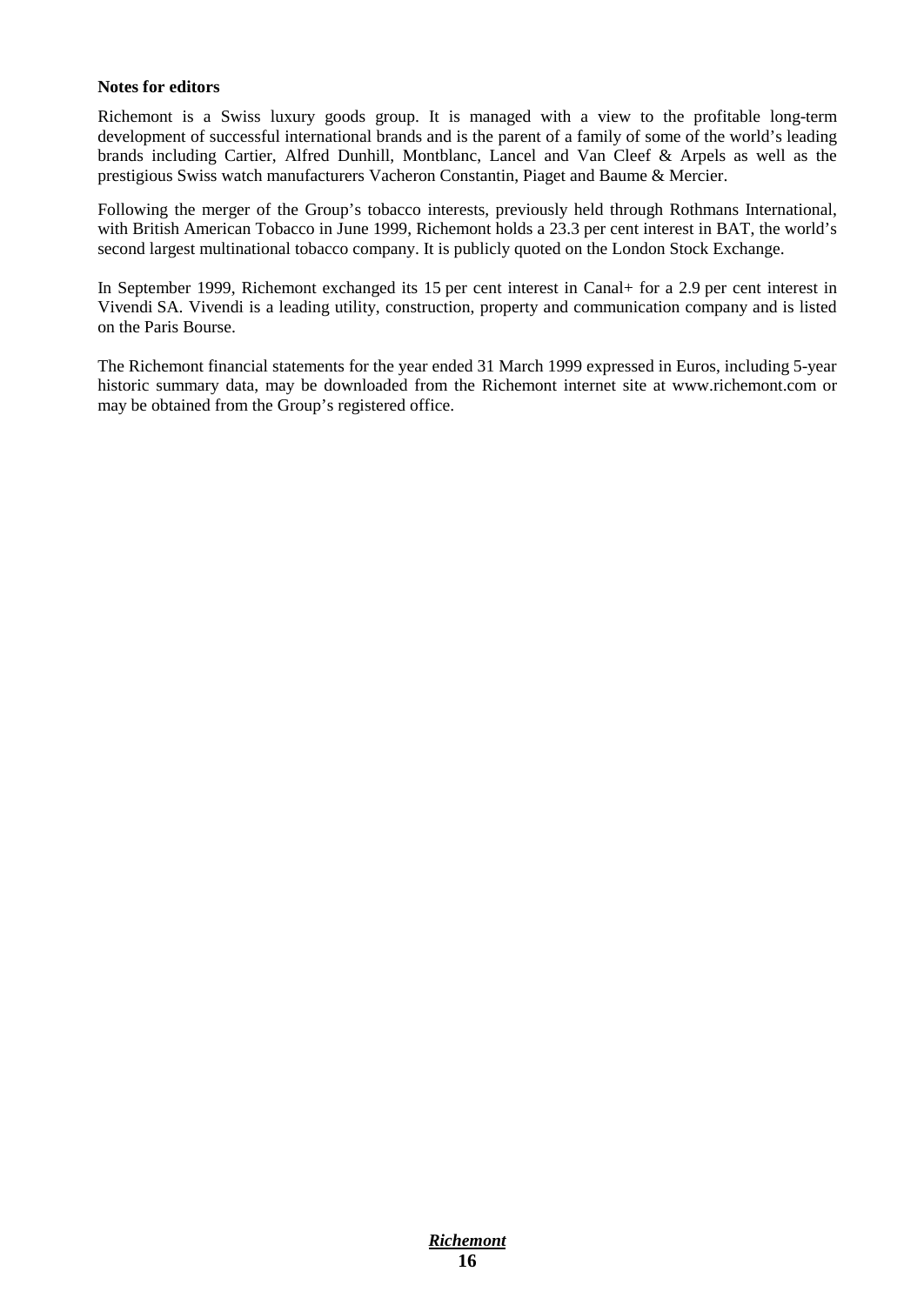**Notes for editors**

Richemont is a Swiss luxury goods group. It is managed with a view to the profitable long-term development of successful international brands and is the parent of a family of some of the world's leading brands including Cartier, Alfred Dunhill, Montblanc, Lancel and Van Cleef & Arpels as well as the prestigious Swiss watch manufacturers Vacheron Constantin, Piaget and Baume & Mercier.

Following the merger of the Group's tobacco interests, previously held through Rothmans International, with British American Tobacco in June 1999, Richemont holds a 23.3 per cent interest in BAT, the world's second largest multinational tobacco company. It is publicly quoted on the London Stock Exchange.

In September 1999, Richemont exchanged its 15 per cent interest in Canal+ for a 2.9 per cent interest in Vivendi SA. Vivendi is a leading utility, construction, property and communication company and is listed on the Paris Bourse.

The Richemont financial statements for the year ended 31 March 1999 expressed in Euros, including 5-year historic summary data, may be downloaded from the Richemont internet site at www.richemont.com or may be obtained from the Group's registered office.